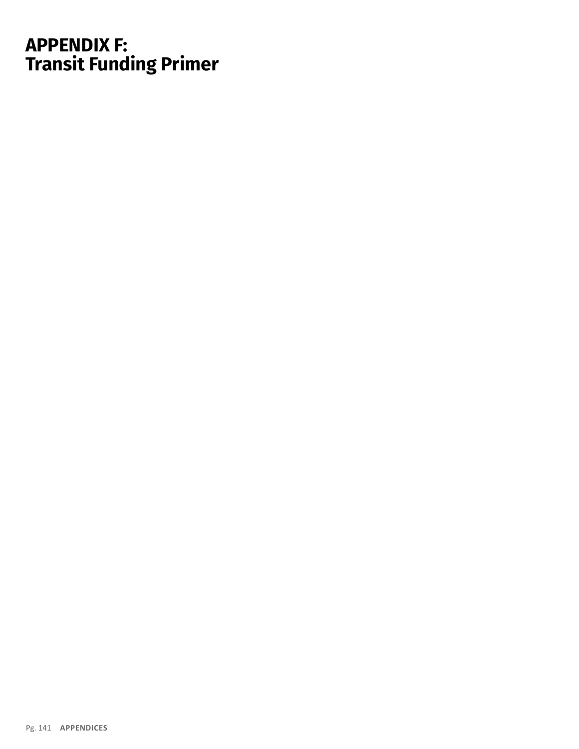# APPENDIX F: Transit Funding Primer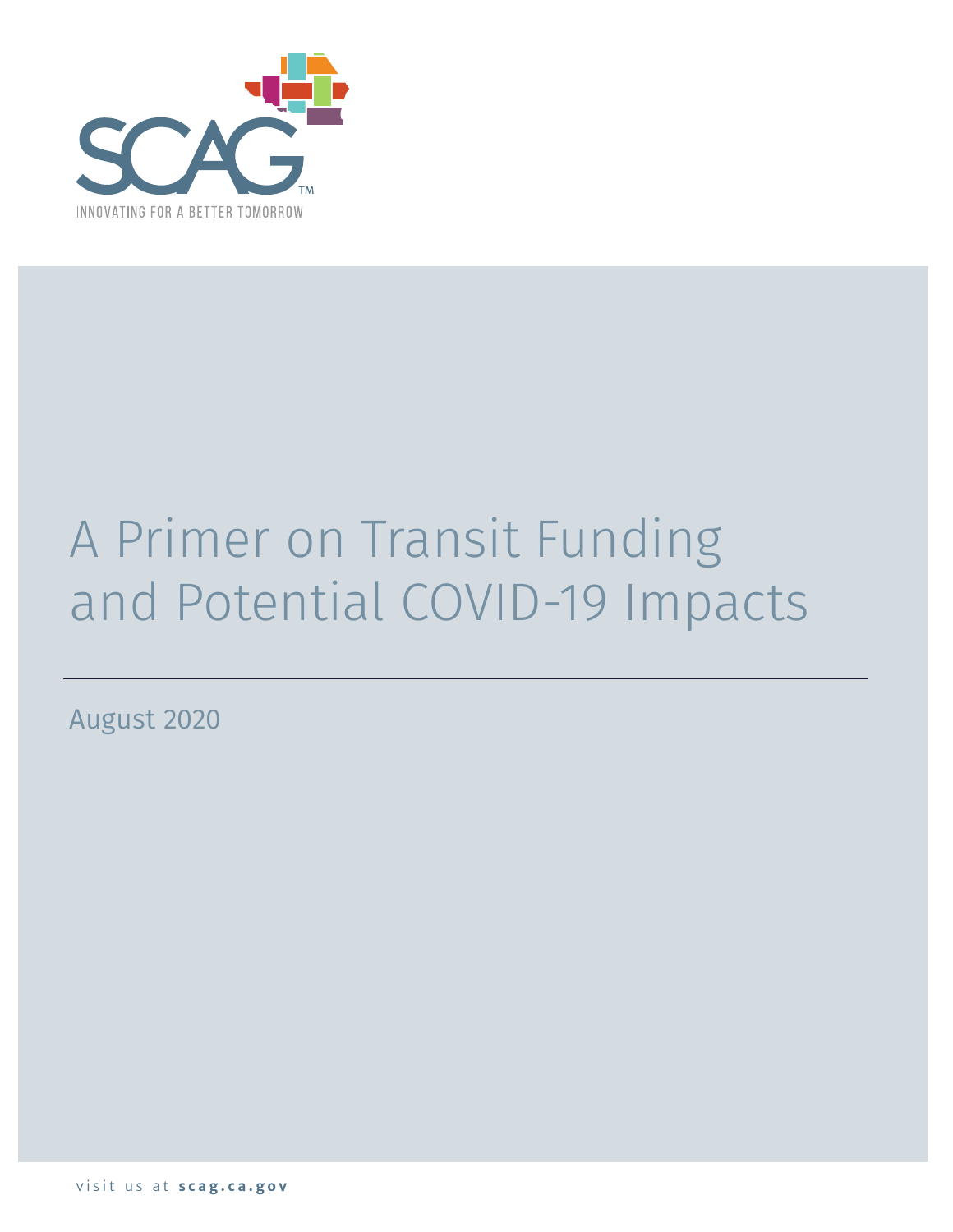SCAG™

INNOVATING FOR A BETTER TOMORROW

# A Primer on Transit Funding and Potential COVID-19 Impacts

August 2020

visit us at **scag.ca.gov**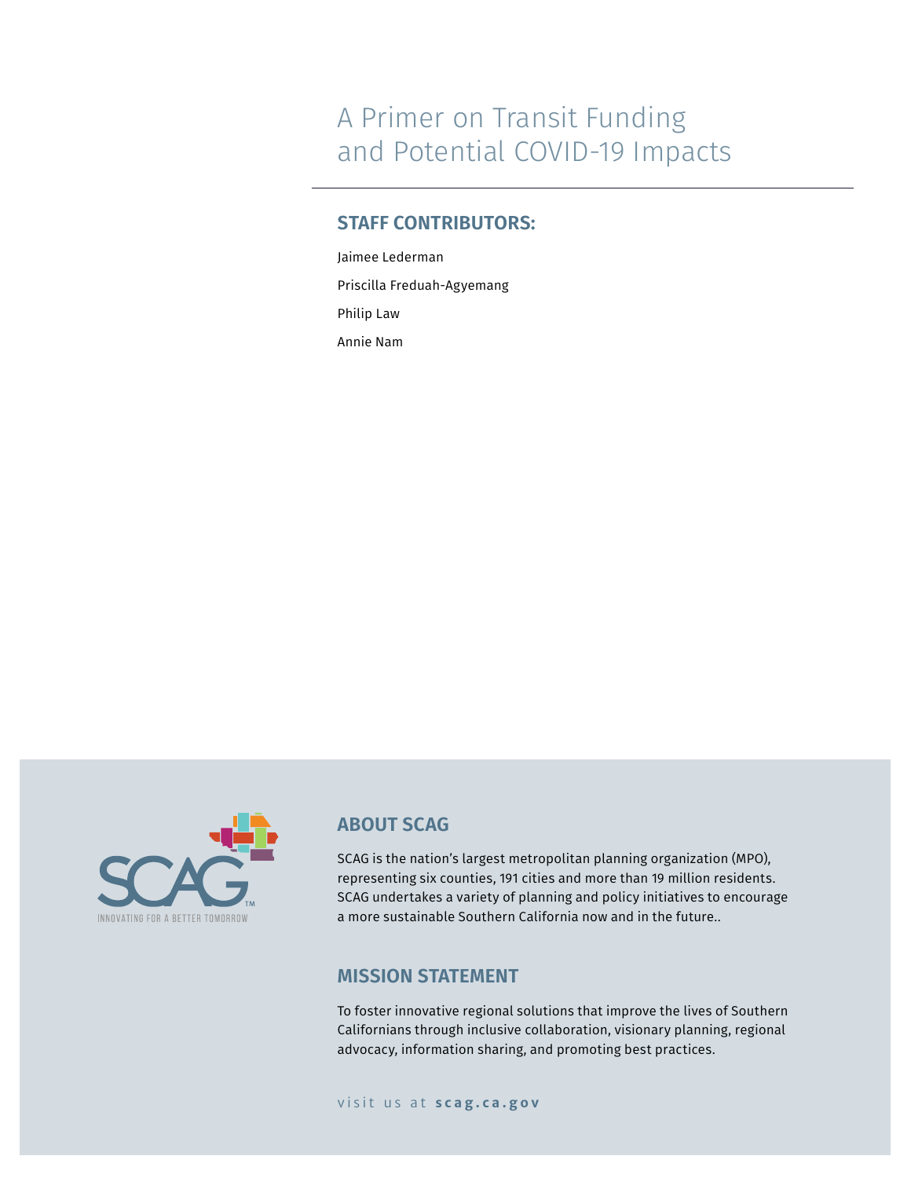# A Primer on Transit Funding and Potential COVID-19 Impacts

## STAFF CONTRIBUTORS:

Jaimee Lederman

Priscilla Freduah-Agyemang

Philip Law

Annie Nam

## ABOUT SCAG

SCAG is the nation's largest metropolitan planning organization (MPO), representing six counties, 191 cities and more than 19 million residents. SCAG undertakes a variety of planning and policy initiatives to encourage a more sustainable Southern California now and in the future..

## MISSION STATEMENT

To foster innovative regional solutions that improve the lives of Southern Californians through inclusive collaboration, visionary planning, regional advocacy, information sharing, and promoting best practices.

visit us at **scag.ca.gov**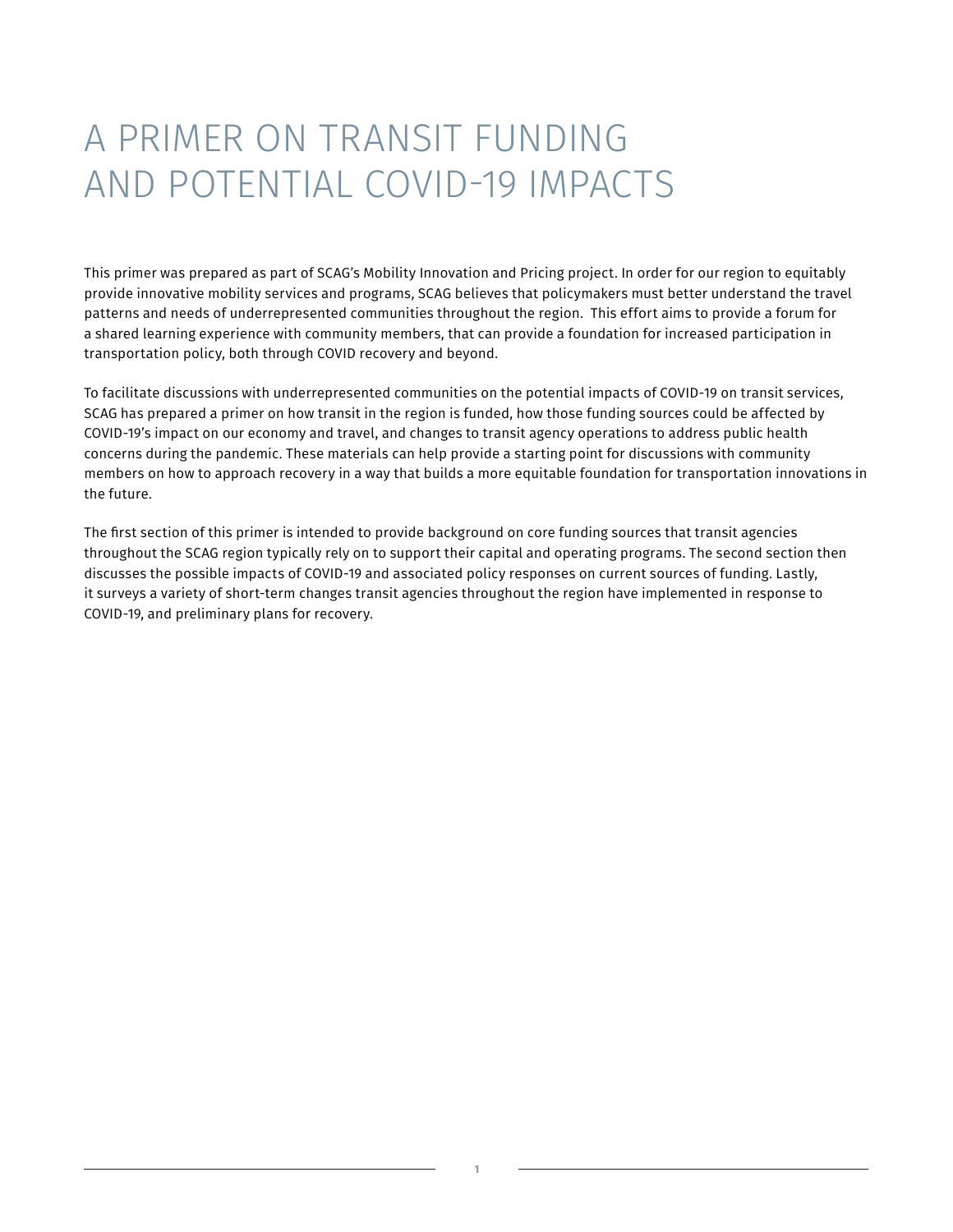# A PRIMER ON TRANSIT FUNDING AND POTENTIAL COVID-19 IMPACTS

This primer was prepared as part of SCAG's Mobility Innovation and Pricing project. In order for our region to equitably provide innovative mobility services and programs, SCAG believes that policymakers must better understand the travel patterns and needs of underrepresented communities throughout the region. This effort aims to provide a forum for a shared learning experience with community members, that can provide a foundation for increased participation in transportation policy, both through COVID recovery and beyond.

To facilitate discussions with underrepresented communities on the potential impacts of COVID-19 on transit services, SCAG has prepared a primer on how transit in the region is funded, how those funding sources could be affected by COVID-19's impact on our economy and travel, and changes to transit agency operations to address public health concerns during the pandemic. These materials can help provide a starting point for discussions with community members on how to approach recovery in a way that builds a more equitable foundation for transportation innovations in the future.

The first section of this primer is intended to provide background on core funding sources that transit agencies throughout the SCAG region typically rely on to support their capital and operating programs. The second section then discusses the possible impacts of COVID-19 and associated policy responses on current sources of funding. Lastly, it surveys a variety of short-term changes transit agencies throughout the region have implemented in response to COVID-19, and preliminary plans for recovery.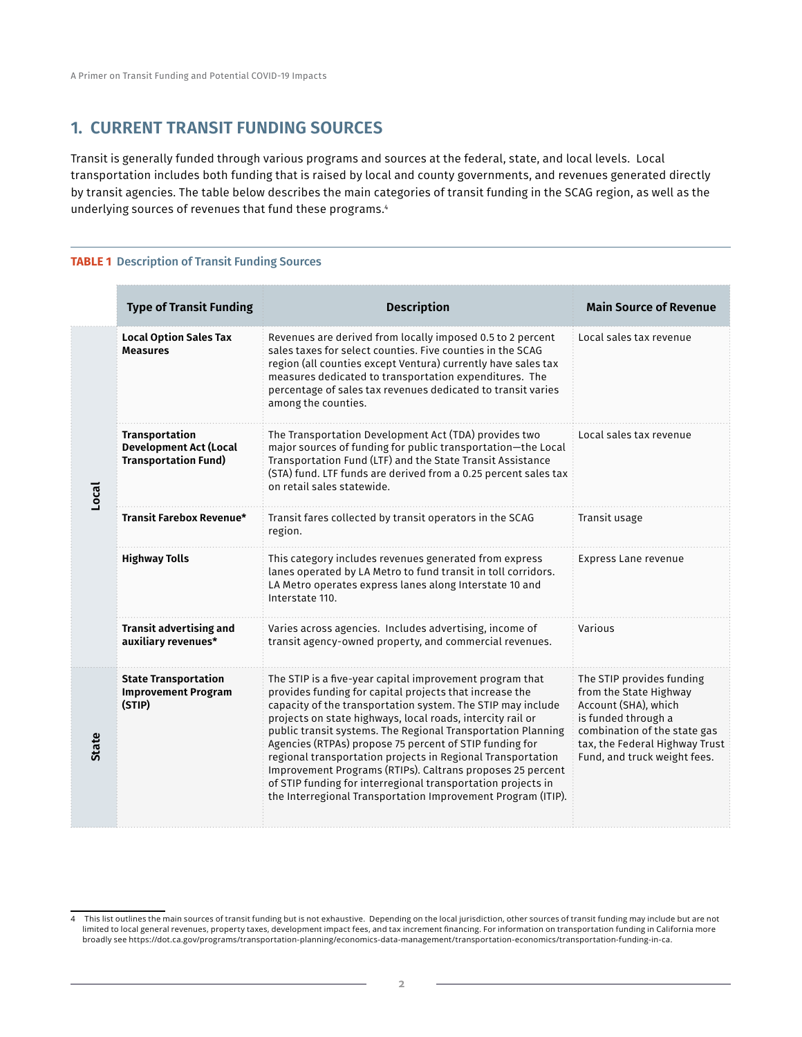## 1. CURRENT TRANSIT FUNDING SOURCES

Transit is generally funded through various programs and sources at the federal, state, and local levels. Local transportation includes both funding that is raised by local and county governments, and revenues generated directly by transit agencies. The table below describes the main categories of transit funding in the SCAG region, as well as the underlying sources of revenues that fund these programs.[4]

**TABLE 1** Description of Transit Funding Sources

| | Type of Transit Funding | Description | Main Source of Revenue |
|---|---|---|---|
| Local | **Local Option Sales Tax Measures** | Revenues are derived from locally imposed 0.5 to 2 percent sales taxes for select counties. Five counties in the SCAG region (all counties except Ventura) currently have sales tax measures dedicated to transportation expenditures. The percentage of sales tax revenues dedicated to transit varies among the counties. | Local sales tax revenue |
| Local | **Transportation Development Act (Local Transportation Fund)** | The Transportation Development Act (TDA) provides two major sources of funding for public transportation—the Local Transportation Fund (LTF) and the State Transit Assistance (STA) fund. LTF funds are derived from a 0.25 percent sales tax on retail sales statewide. | Local sales tax revenue |
| Local | **Transit Farebox Revenue*** | Transit fares collected by transit operators in the SCAG region. | Transit usage |
| Local | **Highway Tolls** | This category includes revenues generated from express lanes operated by LA Metro to fund transit in toll corridors. LA Metro operates express lanes along Interstate 10 and Interstate 110. | Express Lane revenue |
| Local | **Transit advertising and auxiliary revenues*** | Varies across agencies. Includes advertising, income of transit agency-owned property, and commercial revenues. | Various |
| State | **State Transportation Improvement Program (STIP)** | The STIP is a five-year capital improvement program that provides funding for capital projects that increase the capacity of the transportation system. The STIP may include projects on state highways, local roads, intercity rail or public transit systems. The Regional Transportation Planning Agencies (RTPAs) propose 75 percent of STIP funding for regional transportation projects in Regional Transportation Improvement Programs (RTIPs). Caltrans proposes 25 percent of STIP funding for interregional transportation projects in the Interregional Transportation Improvement Program (ITIP). | The STIP provides funding from the State Highway Account (SHA), which is funded through a combination of the state gas tax, the Federal Highway Trust Fund, and truck weight fees. |

[4] This list outlines the main sources of transit funding but is not exhaustive. Depending on the local jurisdiction, other sources of transit funding may include but are not limited to local general revenues, property taxes, development impact fees, and tax increment financing. For information on transportation funding in California more broadly see https://dot.ca.gov/programs/transportation-planning/economics-data-management/transportation-economics/transportation-funding-in-ca.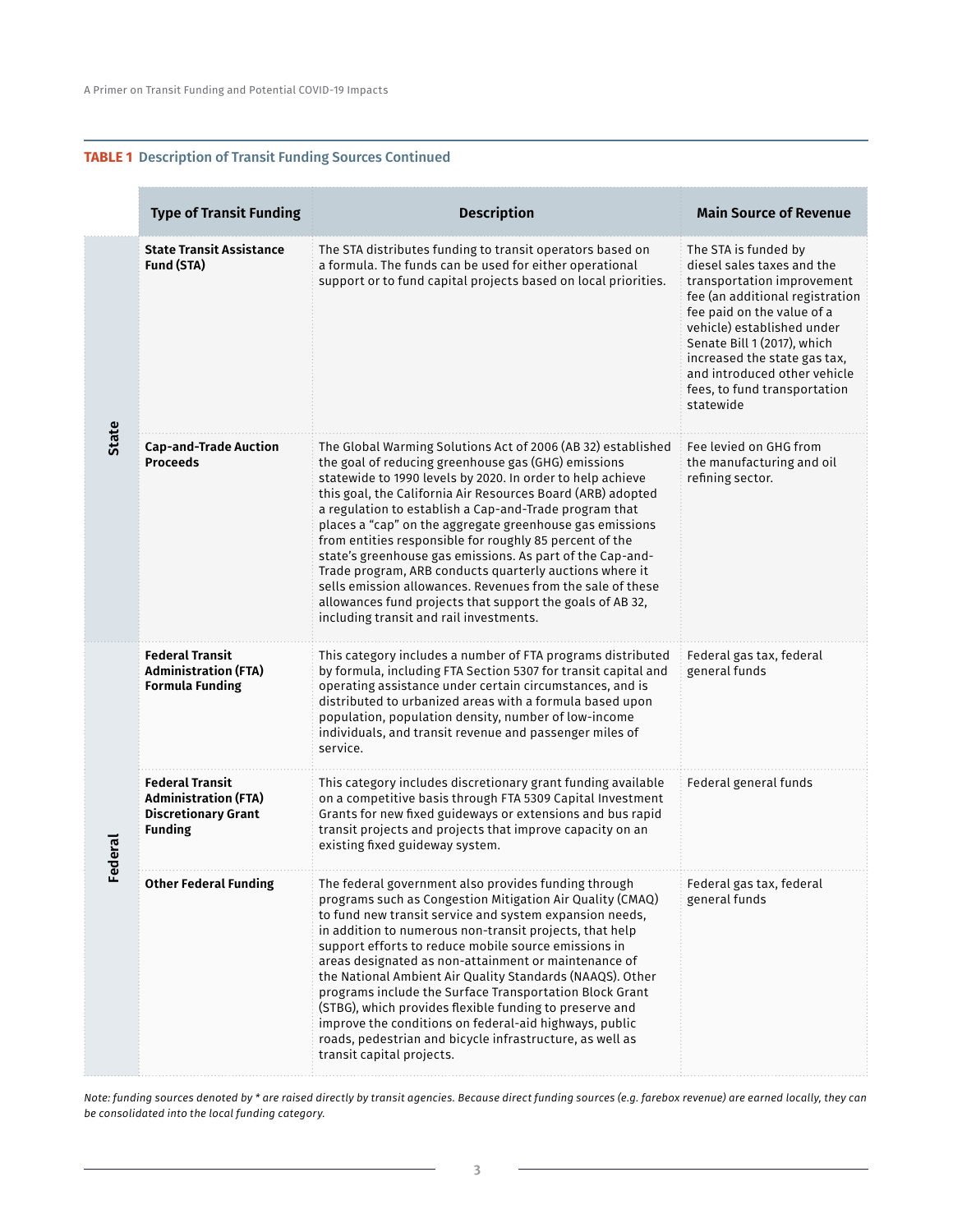**TABLE 1** Description of Transit Funding Sources Continued

| | Type of Transit Funding | Description | Main Source of Revenue |
|---|---|---|---|
| State | **State Transit Assistance Fund (STA)** | The STA distributes funding to transit operators based on a formula. The funds can be used for either operational support or to fund capital projects based on local priorities. | The STA is funded by diesel sales taxes and the transportation improvement fee (an additional registration fee paid on the value of a vehicle) established under Senate Bill 1 (2017), which increased the state gas tax, and introduced other vehicle fees, to fund transportation statewide |
| State | **Cap-and-Trade Auction Proceeds** | The Global Warming Solutions Act of 2006 (AB 32) established the goal of reducing greenhouse gas (GHG) emissions statewide to 1990 levels by 2020. In order to help achieve this goal, the California Air Resources Board (ARB) adopted a regulation to establish a Cap-and-Trade program that places a "cap" on the aggregate greenhouse gas emissions from entities responsible for roughly 85 percent of the state's greenhouse gas emissions. As part of the Cap-and-Trade program, ARB conducts quarterly auctions where it sells emission allowances. Revenues from the sale of these allowances fund projects that support the goals of AB 32, including transit and rail investments. | Fee levied on GHG from the manufacturing and oil refining sector. |
| Federal | **Federal Transit Administration (FTA) Formula Funding** | This category includes a number of FTA programs distributed by formula, including FTA Section 5307 for transit capital and operating assistance under certain circumstances, and is distributed to urbanized areas with a formula based upon population, population density, number of low-income individuals, and transit revenue and passenger miles of service. | Federal gas tax, federal general funds |
| Federal | **Federal Transit Administration (FTA) Discretionary Grant Funding** | This category includes discretionary grant funding available on a competitive basis through FTA 5309 Capital Investment Grants for new fixed guideways or extensions and bus rapid transit projects and projects that improve capacity on an existing fixed guideway system. | Federal general funds |
| Federal | **Other Federal Funding** | The federal government also provides funding through programs such as Congestion Mitigation Air Quality (CMAQ) to fund new transit service and system expansion needs, in addition to numerous non-transit projects, that help support efforts to reduce mobile source emissions in areas designated as non-attainment or maintenance of the National Ambient Air Quality Standards (NAAQS). Other programs include the Surface Transportation Block Grant (STBG), which provides flexible funding to preserve and improve the conditions on federal-aid highways, public roads, pedestrian and bicycle infrastructure, as well as transit capital projects. | Federal gas tax, federal general funds |

*Note: funding sources denoted by * are raised directly by transit agencies. Because direct funding sources (e.g. farebox revenue) are earned locally, they can be consolidated into the local funding category.*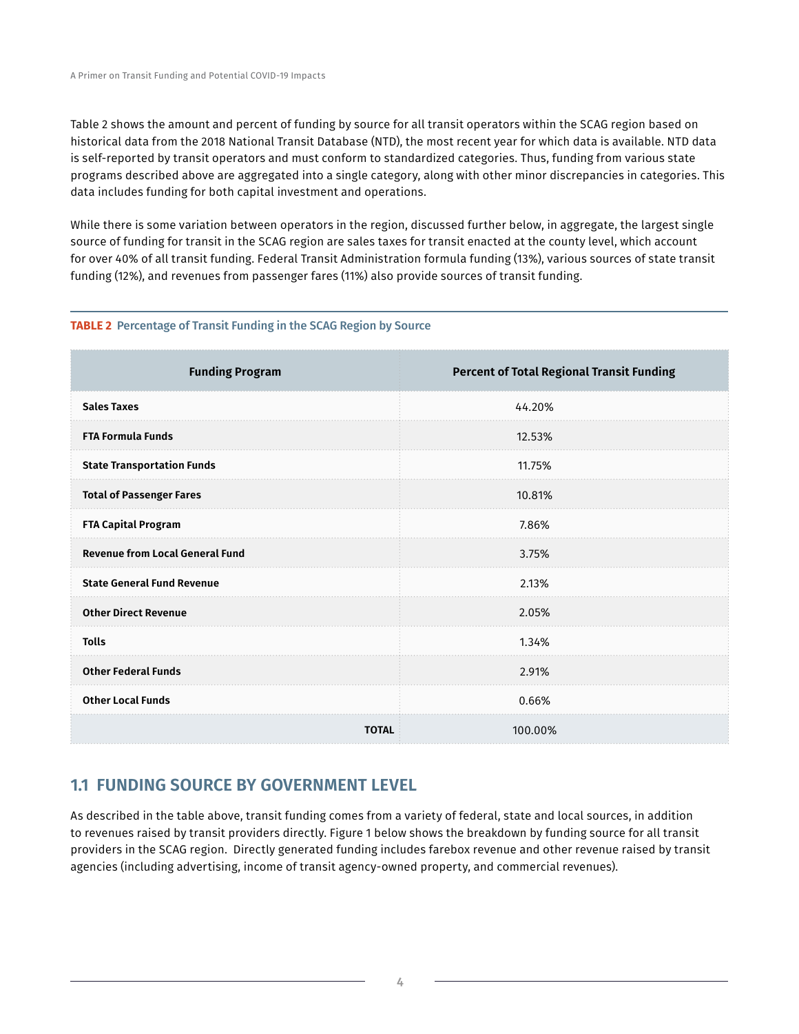Table 2 shows the amount and percent of funding by source for all transit operators within the SCAG region based on historical data from the 2018 National Transit Database (NTD), the most recent year for which data is available. NTD data is self-reported by transit operators and must conform to standardized categories. Thus, funding from various state programs described above are aggregated into a single category, along with other minor discrepancies in categories. This data includes funding for both capital investment and operations.

While there is some variation between operators in the region, discussed further below, in aggregate, the largest single source of funding for transit in the SCAG region are sales taxes for transit enacted at the county level, which account for over 40% of all transit funding. Federal Transit Administration formula funding (13%), various sources of state transit funding (12%), and revenues from passenger fares (11%) also provide sources of transit funding.

**TABLE 2** Percentage of Transit Funding in the SCAG Region by Source

| Funding Program | Percent of Total Regional Transit Funding |
|---|---|
| **Sales Taxes** | 44.20% |
| **FTA Formula Funds** | 12.53% |
| **State Transportation Funds** | 11.75% |
| **Total of Passenger Fares** | 10.81% |
| **FTA Capital Program** | 7.86% |
| **Revenue from Local General Fund** | 3.75% |
| **State General Fund Revenue** | 2.13% |
| **Other Direct Revenue** | 2.05% |
| **Tolls** | 1.34% |
| **Other Federal Funds** | 2.91% |
| **Other Local Funds** | 0.66% |
| **TOTAL** | 100.00% |

## 1.1 FUNDING SOURCE BY GOVERNMENT LEVEL

As described in the table above, transit funding comes from a variety of federal, state and local sources, in addition to revenues raised by transit providers directly. Figure 1 below shows the breakdown by funding source for all transit providers in the SCAG region. Directly generated funding includes farebox revenue and other revenue raised by transit agencies (including advertising, income of transit agency-owned property, and commercial revenues).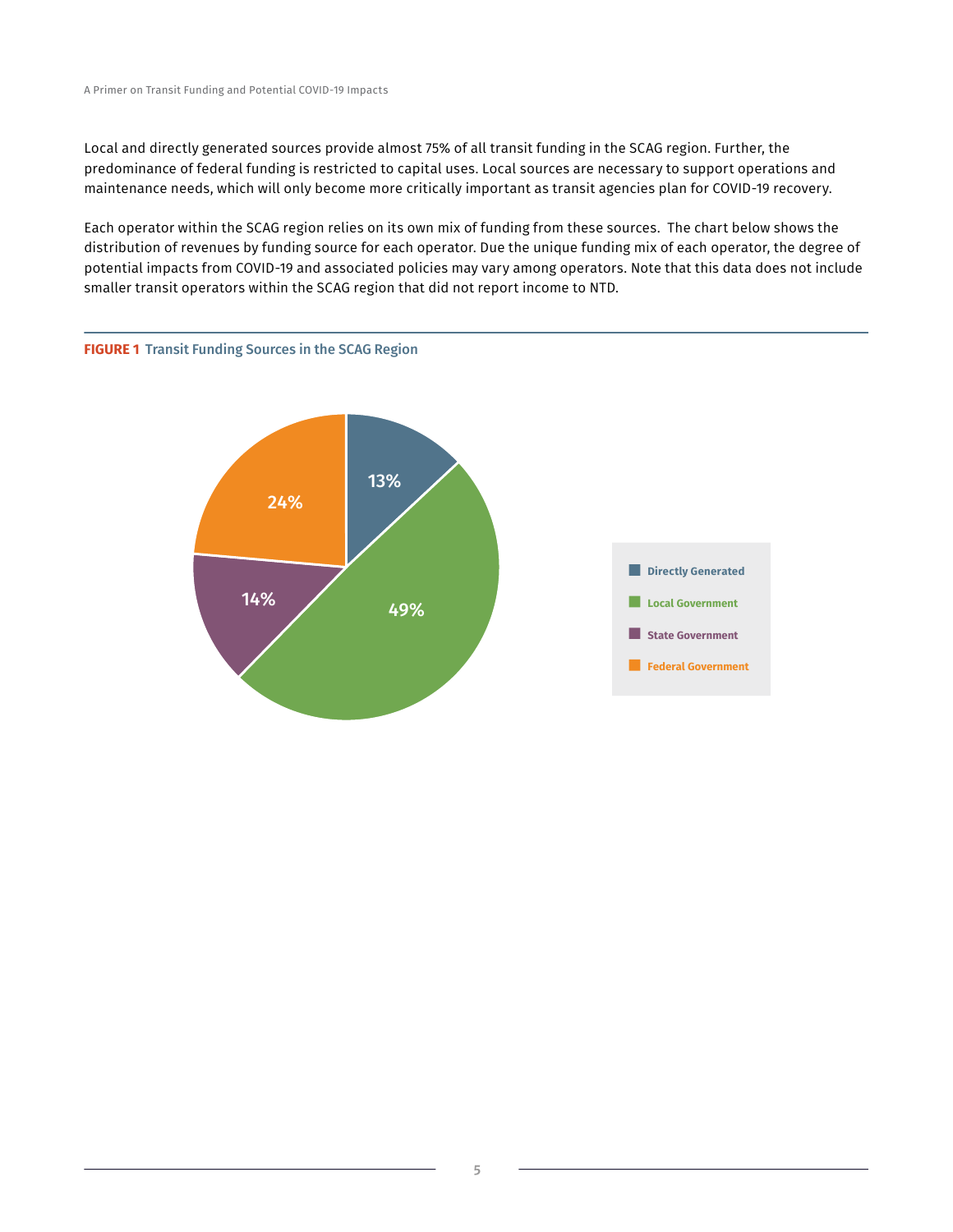Local and directly generated sources provide almost 75% of all transit funding in the SCAG region. Further, the predominance of federal funding is restricted to capital uses. Local sources are necessary to support operations and maintenance needs, which will only become more critically important as transit agencies plan for COVID-19 recovery.

Each operator within the SCAG region relies on its own mix of funding from these sources. The chart below shows the distribution of revenues by funding source for each operator. Due the unique funding mix of each operator, the degree of potential impacts from COVID-19 and associated policies may vary among operators. Note that this data does not include smaller transit operators within the SCAG region that did not report income to NTD.

**FIGURE 1** Transit Funding Sources in the SCAG Region

| Source | Share |
|---|---|
| Directly Generated | 13% |
| Local Government | 49% |
| State Government | 14% |
| Federal Government | 24% |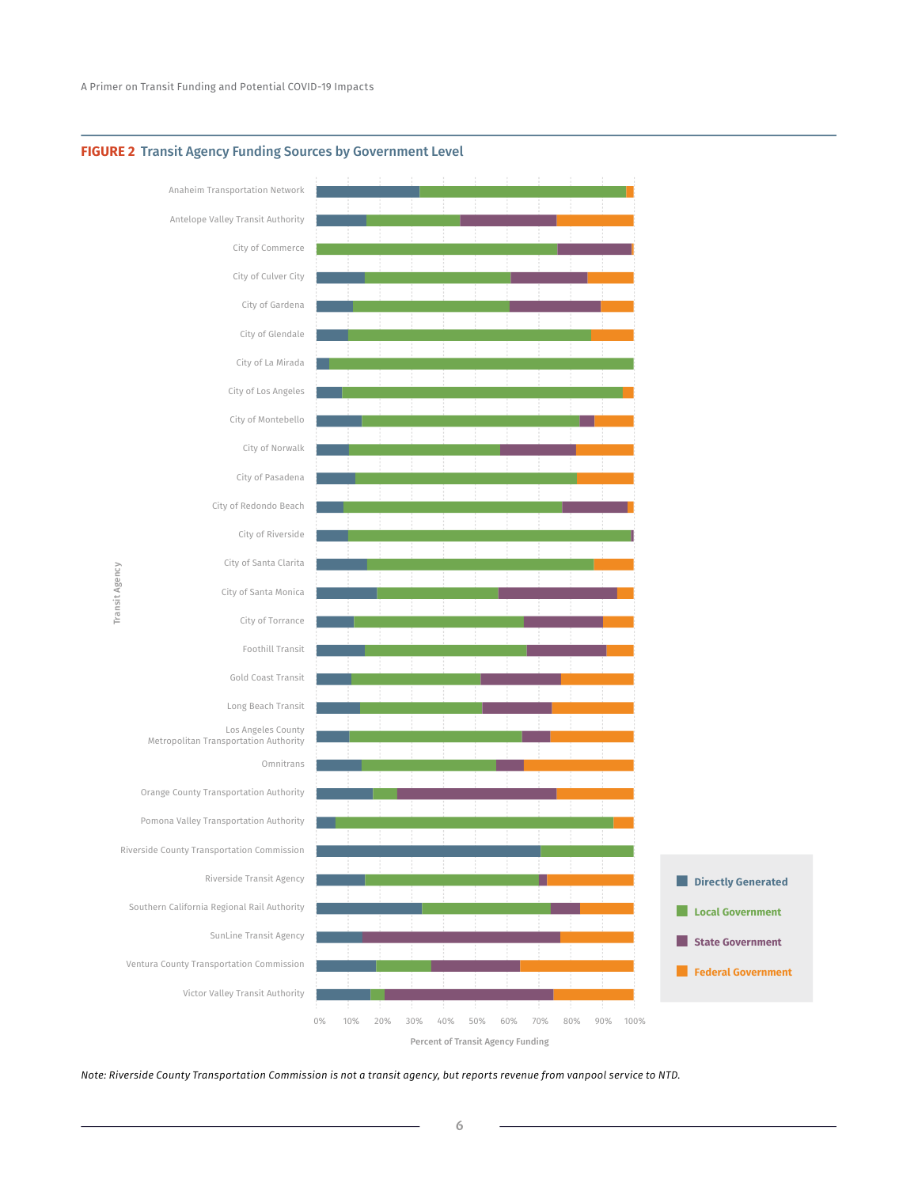**FIGURE 2** Transit Agency Funding Sources by Government Level

*Note: Riverside County Transportation Commission is not a transit agency, but reports revenue from vanpool service to NTD.*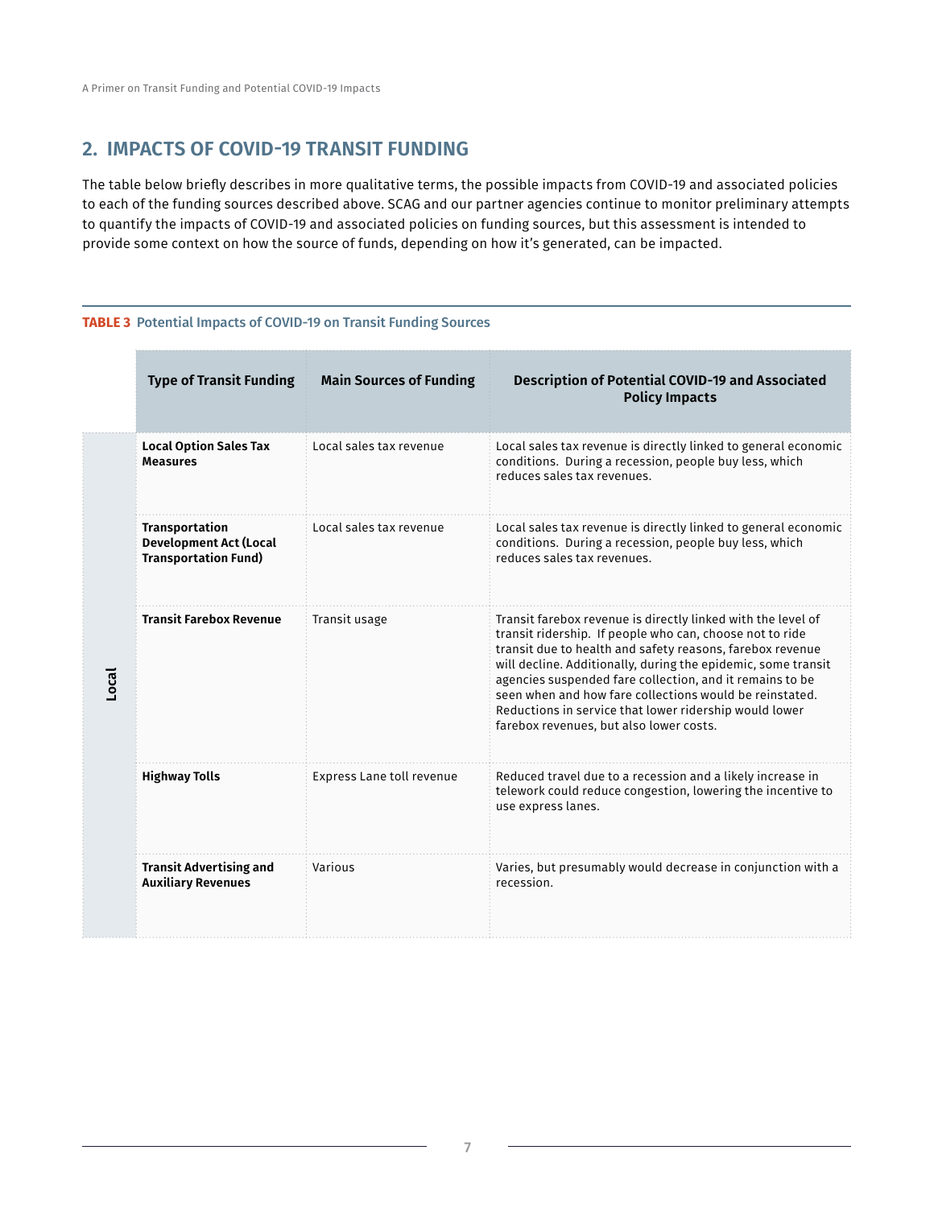## 2. IMPACTS OF COVID-19 TRANSIT FUNDING

The table below briefly describes in more qualitative terms, the possible impacts from COVID-19 and associated policies to each of the funding sources described above. SCAG and our partner agencies continue to monitor preliminary attempts to quantify the impacts of COVID-19 and associated policies on funding sources, but this assessment is intended to provide some context on how the source of funds, depending on how it's generated, can be impacted.

**TABLE 3** Potential Impacts of COVID-19 on Transit Funding Sources

| | Type of Transit Funding | Main Sources of Funding | Description of Potential COVID-19 and Associated Policy Impacts |
|---|---|---|---|
| Local | **Local Option Sales Tax Measures** | Local sales tax revenue | Local sales tax revenue is directly linked to general economic conditions. During a recession, people buy less, which reduces sales tax revenues. |
| Local | **Transportation Development Act (Local Transportation Fund)** | Local sales tax revenue | Local sales tax revenue is directly linked to general economic conditions. During a recession, people buy less, which reduces sales tax revenues. |
| Local | **Transit Farebox Revenue** | Transit usage | Transit farebox revenue is directly linked with the level of transit ridership. If people who can, choose not to ride transit due to health and safety reasons, farebox revenue will decline. Additionally, during the epidemic, some transit agencies suspended fare collection, and it remains to be seen when and how fare collections would be reinstated. Reductions in service that lower ridership would lower farebox revenues, but also lower costs. |
| Local | **Highway Tolls** | Express Lane toll revenue | Reduced travel due to a recession and a likely increase in telework could reduce congestion, lowering the incentive to use express lanes. |
| Local | **Transit Advertising and Auxiliary Revenues** | Various | Varies, but presumably would decrease in conjunction with a recession. |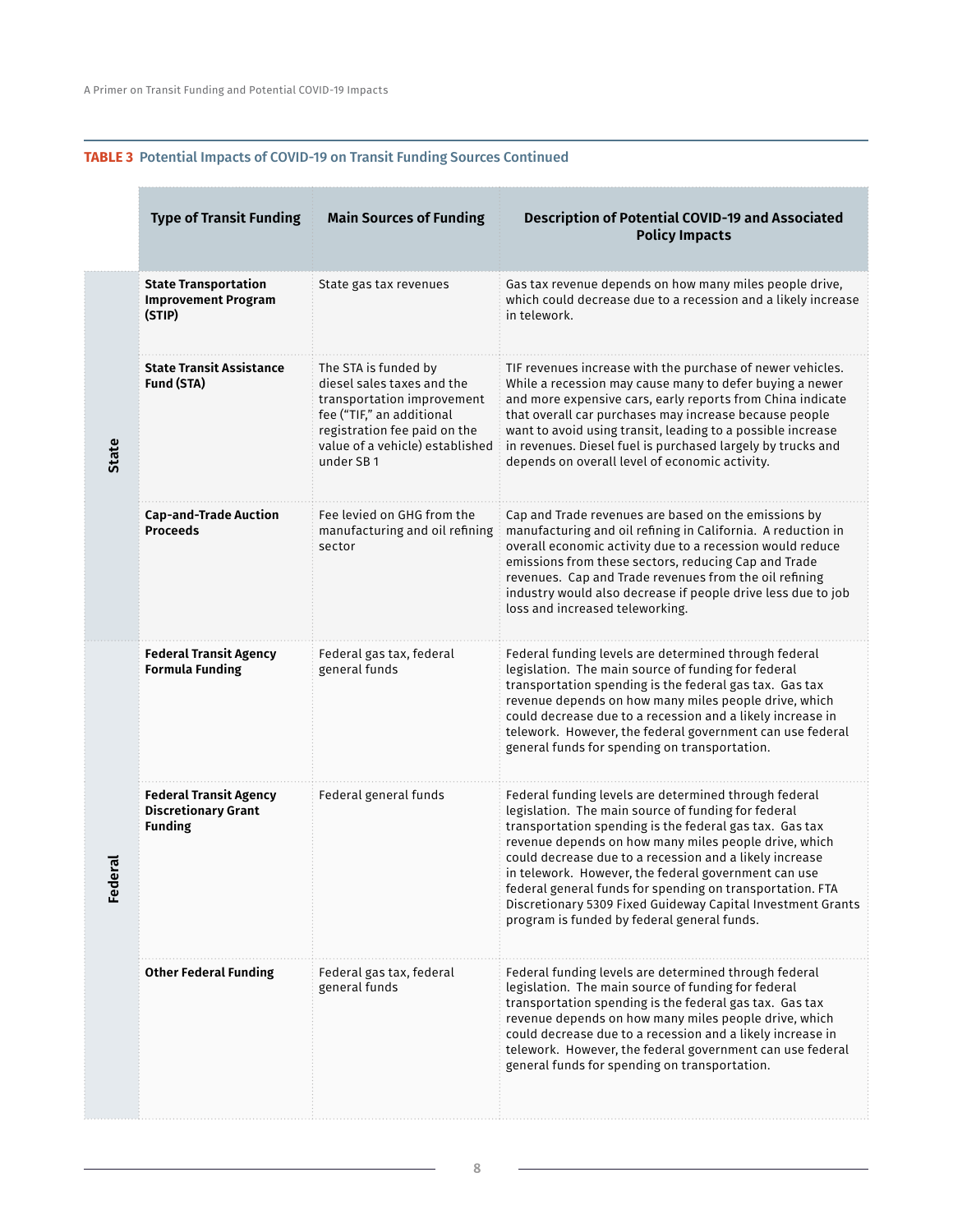**TABLE 3** Potential Impacts of COVID-19 on Transit Funding Sources Continued

| | Type of Transit Funding | Main Sources of Funding | Description of Potential COVID-19 and Associated Policy Impacts |
|---|---|---|---|
| State | **State Transportation Improvement Program (STIP)** | State gas tax revenues | Gas tax revenue depends on how many miles people drive, which could decrease due to a recession and a likely increase in telework. |
| State | **State Transit Assistance Fund (STA)** | The STA is funded by diesel sales taxes and the transportation improvement fee ("TIF," an additional registration fee paid on the value of a vehicle) established under SB 1 | TIF revenues increase with the purchase of newer vehicles. While a recession may cause many to defer buying a newer and more expensive cars, early reports from China indicate that overall car purchases may increase because people want to avoid using transit, leading to a possible increase in revenues. Diesel fuel is purchased largely by trucks and depends on overall level of economic activity. |
| State | **Cap-and-Trade Auction Proceeds** | Fee levied on GHG from the manufacturing and oil refining sector | Cap and Trade revenues are based on the emissions by manufacturing and oil refining in California. A reduction in overall economic activity due to a recession would reduce emissions from these sectors, reducing Cap and Trade revenues. Cap and Trade revenues from the oil refining industry would also decrease if people drive less due to job loss and increased teleworking. |
| Federal | **Federal Transit Agency Formula Funding** | Federal gas tax, federal general funds | Federal funding levels are determined through federal legislation. The main source of funding for federal transportation spending is the federal gas tax. Gas tax revenue depends on how many miles people drive, which could decrease due to a recession and a likely increase in telework. However, the federal government can use federal general funds for spending on transportation. |
| Federal | **Federal Transit Agency Discretionary Grant Funding** | Federal general funds | Federal funding levels are determined through federal legislation. The main source of funding for federal transportation spending is the federal gas tax. Gas tax revenue depends on how many miles people drive, which could decrease due to a recession and a likely increase in telework. However, the federal government can use federal general funds for spending on transportation. FTA Discretionary 5309 Fixed Guideway Capital Investment Grants program is funded by federal general funds. |
| Federal | **Other Federal Funding** | Federal gas tax, federal general funds | Federal funding levels are determined through federal legislation. The main source of funding for federal transportation spending is the federal gas tax. Gas tax revenue depends on how many miles people drive, which could decrease due to a recession and a likely increase in telework. However, the federal government can use federal general funds for spending on transportation. |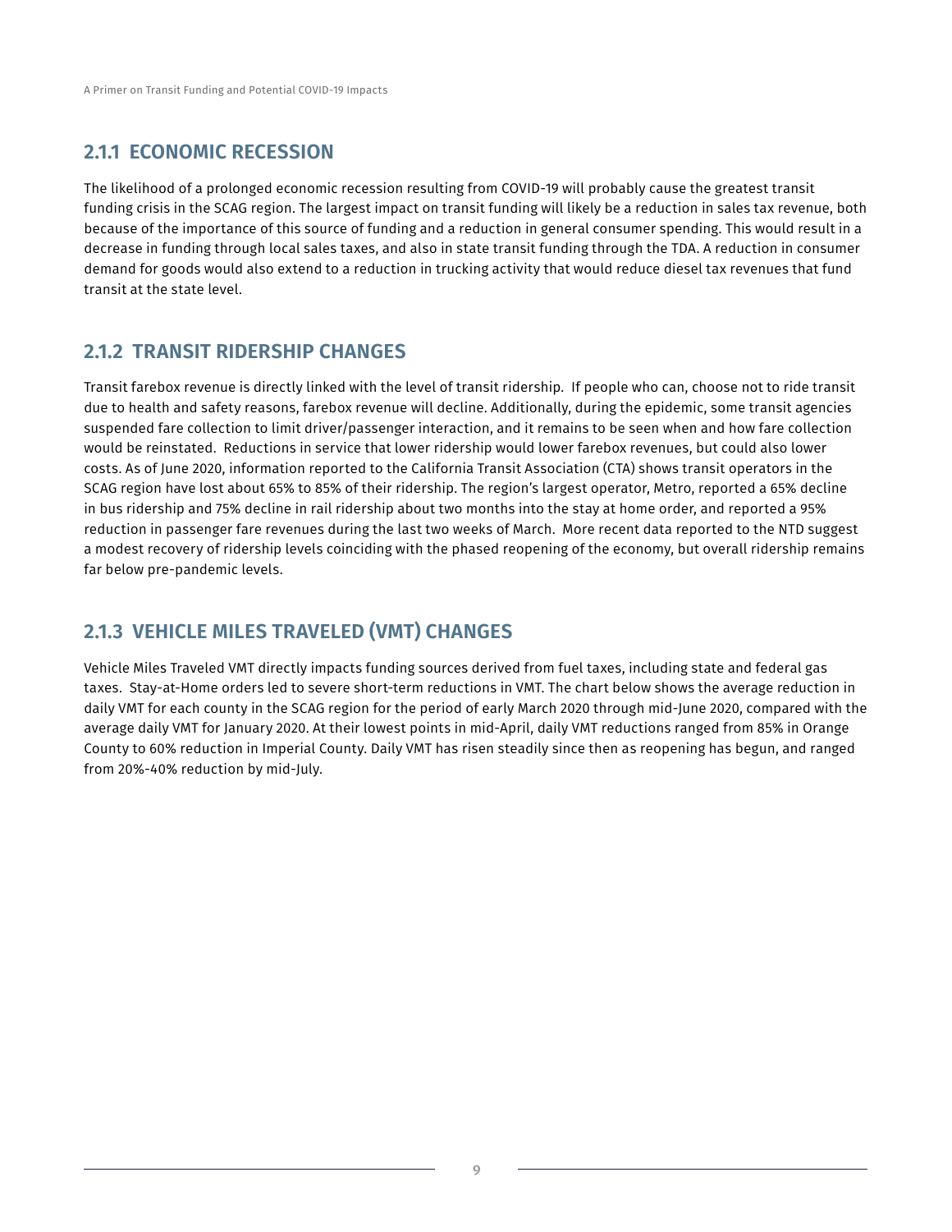### 2.1.1 ECONOMIC RECESSION

The likelihood of a prolonged economic recession resulting from COVID-19 will probably cause the greatest transit funding crisis in the SCAG region. The largest impact on transit funding will likely be a reduction in sales tax revenue, both because of the importance of this source of funding and a reduction in general consumer spending. This would result in a decrease in funding through local sales taxes, and also in state transit funding through the TDA. A reduction in consumer demand for goods would also extend to a reduction in trucking activity that would reduce diesel tax revenues that fund transit at the state level.

### 2.1.2 TRANSIT RIDERSHIP CHANGES

Transit farebox revenue is directly linked with the level of transit ridership. If people who can, choose not to ride transit due to health and safety reasons, farebox revenue will decline. Additionally, during the epidemic, some transit agencies suspended fare collection to limit driver/passenger interaction, and it remains to be seen when and how fare collection would be reinstated. Reductions in service that lower ridership would lower farebox revenues, but could also lower costs. As of June 2020, information reported to the California Transit Association (CTA) shows transit operators in the SCAG region have lost about 65% to 85% of their ridership. The region's largest operator, Metro, reported a 65% decline in bus ridership and 75% decline in rail ridership about two months into the stay at home order, and reported a 95% reduction in passenger fare revenues during the last two weeks of March. More recent data reported to the NTD suggest a modest recovery of ridership levels coinciding with the phased reopening of the economy, but overall ridership remains far below pre-pandemic levels.

### 2.1.3 VEHICLE MILES TRAVELED (VMT) CHANGES

Vehicle Miles Traveled VMT directly impacts funding sources derived from fuel taxes, including state and federal gas taxes. Stay-at-Home orders led to severe short-term reductions in VMT. The chart below shows the average reduction in daily VMT for each county in the SCAG region for the period of early March 2020 through mid-June 2020, compared with the average daily VMT for January 2020. At their lowest points in mid-April, daily VMT reductions ranged from 85% in Orange County to 60% reduction in Imperial County. Daily VMT has risen steadily since then as reopening has begun, and ranged from 20%-40% reduction by mid-July.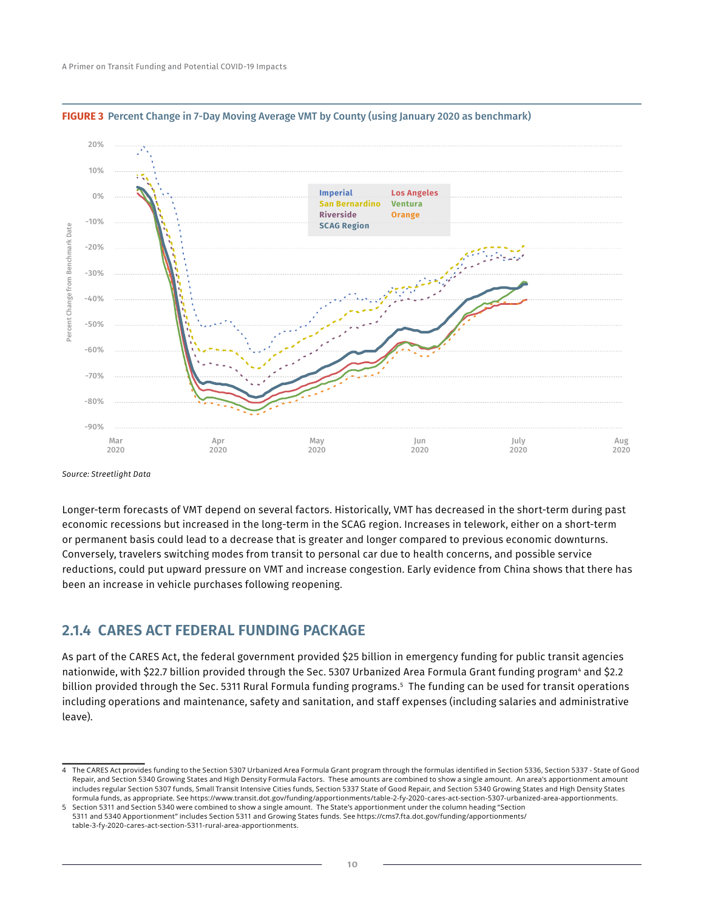**FIGURE 3** Percent Change in 7-Day Moving Average VMT by County (using January 2020 as benchmark)

Source: Streetlight Data

Longer-term forecasts of VMT depend on several factors. Historically, VMT has decreased in the short-term during past economic recessions but increased in the long-term in the SCAG region. Increases in telework, either on a short-term or permanent basis could lead to a decrease that is greater and longer compared to previous economic downturns. Conversely, travelers switching modes from transit to personal car due to health concerns, and possible service reductions, could put upward pressure on VMT and increase congestion. Early evidence from China shows that there has been an increase in vehicle purchases following reopening.

## 2.1.4 CARES ACT FEDERAL FUNDING PACKAGE

As part of the CARES Act, the federal government provided $25 billion in emergency funding for public transit agencies nationwide, with $22.7 billion provided through the Sec. 5307 Urbanized Area Formula Grant funding program[4] and $2.2 billion provided through the Sec. 5311 Rural Formula funding programs.[5] The funding can be used for transit operations including operations and maintenance, safety and sanitation, and staff expenses (including salaries and administrative leave).

---

4 The CARES Act provides funding to the Section 5307 Urbanized Area Formula Grant program through the formulas identified in Section 5336, Section 5337 - State of Good Repair, and Section 5340 Growing States and High Density Formula Factors. These amounts are combined to show a single amount. An area's apportionment amount includes regular Section 5307 funds, Small Transit Intensive Cities funds, Section 5337 State of Good Repair, and Section 5340 Growing States and High Density States formula funds, as appropriate. See https://www.transit.dot.gov/funding/apportionments/table-2-fy-2020-cares-act-section-5307-urbanized-area-apportionments.

5 Section 5311 and Section 5340 were combined to show a single amount. The State's apportionment under the column heading "Section 5311 and 5340 Apportionment" includes Section 5311 and Growing States funds. See https://cms7.fta.dot.gov/funding/apportionments/table-3-fy-2020-cares-act-section-5311-rural-area-apportionments.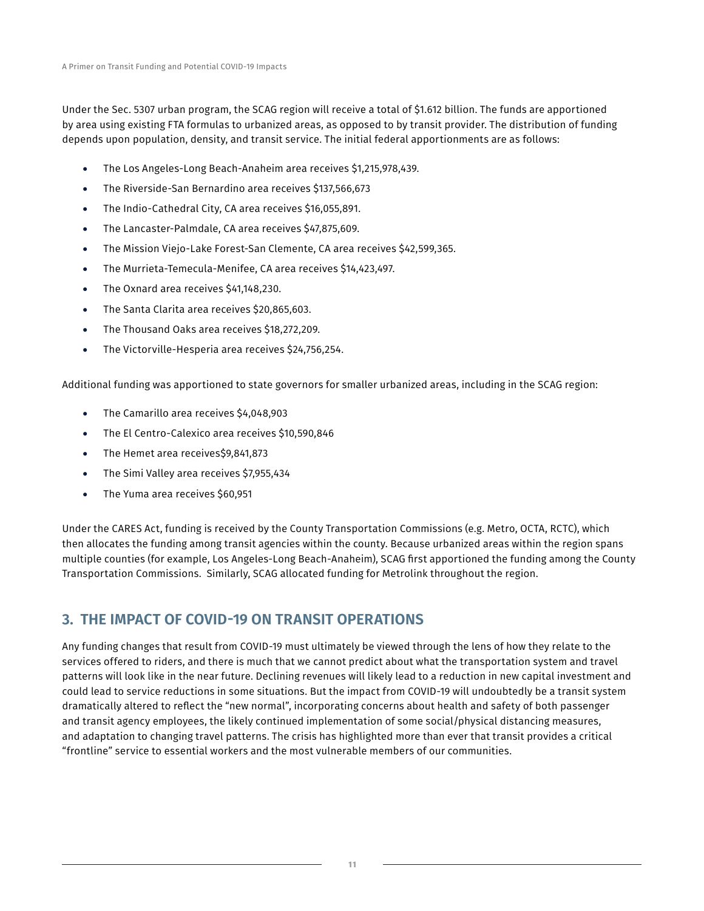Under the Sec. 5307 urban program, the SCAG region will receive a total of $1.612 billion. The funds are apportioned by area using existing FTA formulas to urbanized areas, as opposed to by transit provider. The distribution of funding depends upon population, density, and transit service. The initial federal apportionments are as follows:

- The Los Angeles-Long Beach-Anaheim area receives $1,215,978,439.
- The Riverside-San Bernardino area receives $137,566,673
- The Indio-Cathedral City, CA area receives $16,055,891.
- The Lancaster-Palmdale, CA area receives $47,875,609.
- The Mission Viejo-Lake Forest-San Clemente, CA area receives $42,599,365.
- The Murrieta-Temecula-Menifee, CA area receives $14,423,497.
- The Oxnard area receives $41,148,230.
- The Santa Clarita area receives $20,865,603.
- The Thousand Oaks area receives $18,272,209.
- The Victorville-Hesperia area receives $24,756,254.

Additional funding was apportioned to state governors for smaller urbanized areas, including in the SCAG region:

- The Camarillo area receives $4,048,903
- The El Centro-Calexico area receives $10,590,846
- The Hemet area receives$9,841,873
- The Simi Valley area receives $7,955,434
- The Yuma area receives $60,951

Under the CARES Act, funding is received by the County Transportation Commissions (e.g. Metro, OCTA, RCTC), which then allocates the funding among transit agencies within the county. Because urbanized areas within the region spans multiple counties (for example, Los Angeles-Long Beach-Anaheim), SCAG first apportioned the funding among the County Transportation Commissions. Similarly, SCAG allocated funding for Metrolink throughout the region.

## 3. THE IMPACT OF COVID-19 ON TRANSIT OPERATIONS

Any funding changes that result from COVID-19 must ultimately be viewed through the lens of how they relate to the services offered to riders, and there is much that we cannot predict about what the transportation system and travel patterns will look like in the near future. Declining revenues will likely lead to a reduction in new capital investment and could lead to service reductions in some situations. But the impact from COVID-19 will undoubtedly be a transit system dramatically altered to reflect the "new normal", incorporating concerns about health and safety of both passenger and transit agency employees, the likely continued implementation of some social/physical distancing measures, and adaptation to changing travel patterns. The crisis has highlighted more than ever that transit provides a critical "frontline" service to essential workers and the most vulnerable members of our communities.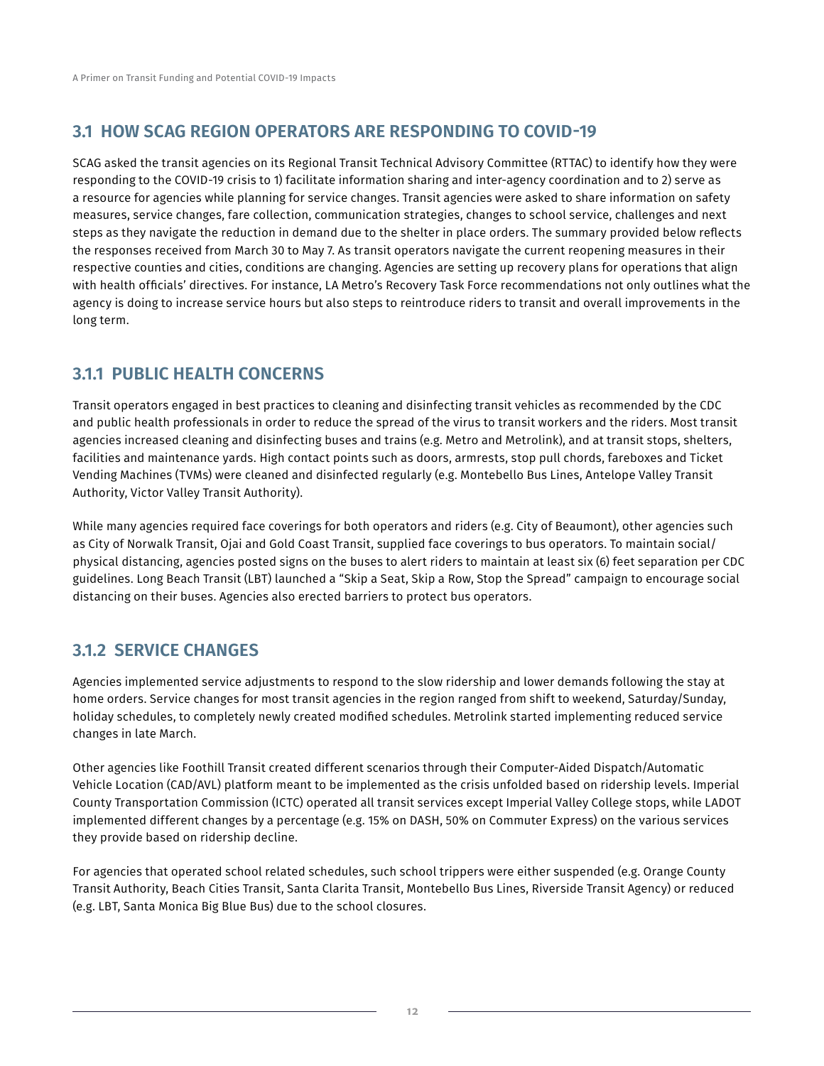## 3.1 HOW SCAG REGION OPERATORS ARE RESPONDING TO COVID-19

SCAG asked the transit agencies on its Regional Transit Technical Advisory Committee (RTTAC) to identify how they were responding to the COVID-19 crisis to 1) facilitate information sharing and inter-agency coordination and to 2) serve as a resource for agencies while planning for service changes. Transit agencies were asked to share information on safety measures, service changes, fare collection, communication strategies, changes to school service, challenges and next steps as they navigate the reduction in demand due to the shelter in place orders. The summary provided below reflects the responses received from March 30 to May 7. As transit operators navigate the current reopening measures in their respective counties and cities, conditions are changing. Agencies are setting up recovery plans for operations that align with health officials' directives. For instance, LA Metro's Recovery Task Force recommendations not only outlines what the agency is doing to increase service hours but also steps to reintroduce riders to transit and overall improvements in the long term.

### 3.1.1 PUBLIC HEALTH CONCERNS

Transit operators engaged in best practices to cleaning and disinfecting transit vehicles as recommended by the CDC and public health professionals in order to reduce the spread of the virus to transit workers and the riders. Most transit agencies increased cleaning and disinfecting buses and trains (e.g. Metro and Metrolink), and at transit stops, shelters, facilities and maintenance yards. High contact points such as doors, armrests, stop pull chords, fareboxes and Ticket Vending Machines (TVMs) were cleaned and disinfected regularly (e.g. Montebello Bus Lines, Antelope Valley Transit Authority, Victor Valley Transit Authority).

While many agencies required face coverings for both operators and riders (e.g. City of Beaumont), other agencies such as City of Norwalk Transit, Ojai and Gold Coast Transit, supplied face coverings to bus operators. To maintain social/physical distancing, agencies posted signs on the buses to alert riders to maintain at least six (6) feet separation per CDC guidelines. Long Beach Transit (LBT) launched a "Skip a Seat, Skip a Row, Stop the Spread" campaign to encourage social distancing on their buses. Agencies also erected barriers to protect bus operators.

### 3.1.2 SERVICE CHANGES

Agencies implemented service adjustments to respond to the slow ridership and lower demands following the stay at home orders. Service changes for most transit agencies in the region ranged from shift to weekend, Saturday/Sunday, holiday schedules, to completely newly created modified schedules. Metrolink started implementing reduced service changes in late March.

Other agencies like Foothill Transit created different scenarios through their Computer-Aided Dispatch/Automatic Vehicle Location (CAD/AVL) platform meant to be implemented as the crisis unfolded based on ridership levels. Imperial County Transportation Commission (ICTC) operated all transit services except Imperial Valley College stops, while LADOT implemented different changes by a percentage (e.g. 15% on DASH, 50% on Commuter Express) on the various services they provide based on ridership decline.

For agencies that operated school related schedules, such school trippers were either suspended (e.g. Orange County Transit Authority, Beach Cities Transit, Santa Clarita Transit, Montebello Bus Lines, Riverside Transit Agency) or reduced (e.g. LBT, Santa Monica Big Blue Bus) due to the school closures.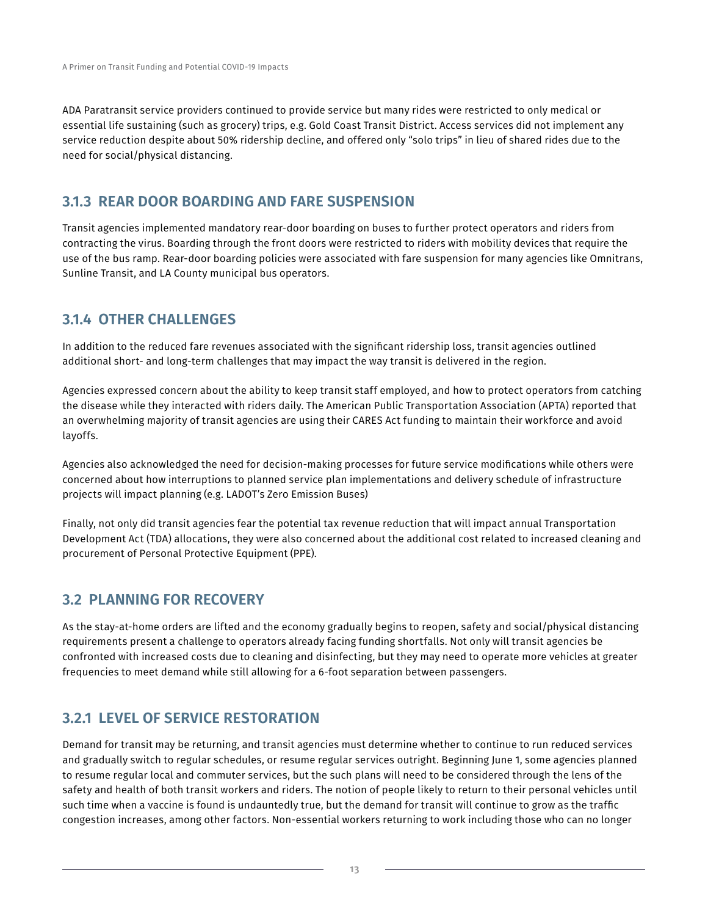ADA Paratransit service providers continued to provide service but many rides were restricted to only medical or essential life sustaining (such as grocery) trips, e.g. Gold Coast Transit District. Access services did not implement any service reduction despite about 50% ridership decline, and offered only "solo trips" in lieu of shared rides due to the need for social/physical distancing.

### 3.1.3 REAR DOOR BOARDING AND FARE SUSPENSION

Transit agencies implemented mandatory rear-door boarding on buses to further protect operators and riders from contracting the virus. Boarding through the front doors were restricted to riders with mobility devices that require the use of the bus ramp. Rear-door boarding policies were associated with fare suspension for many agencies like Omnitrans, Sunline Transit, and LA County municipal bus operators.

### 3.1.4 OTHER CHALLENGES

In addition to the reduced fare revenues associated with the significant ridership loss, transit agencies outlined additional short- and long-term challenges that may impact the way transit is delivered in the region.

Agencies expressed concern about the ability to keep transit staff employed, and how to protect operators from catching the disease while they interacted with riders daily. The American Public Transportation Association (APTA) reported that an overwhelming majority of transit agencies are using their CARES Act funding to maintain their workforce and avoid layoffs.

Agencies also acknowledged the need for decision-making processes for future service modifications while others were concerned about how interruptions to planned service plan implementations and delivery schedule of infrastructure projects will impact planning (e.g. LADOT's Zero Emission Buses)

Finally, not only did transit agencies fear the potential tax revenue reduction that will impact annual Transportation Development Act (TDA) allocations, they were also concerned about the additional cost related to increased cleaning and procurement of Personal Protective Equipment (PPE).

## 3.2 PLANNING FOR RECOVERY

As the stay-at-home orders are lifted and the economy gradually begins to reopen, safety and social/physical distancing requirements present a challenge to operators already facing funding shortfalls. Not only will transit agencies be confronted with increased costs due to cleaning and disinfecting, but they may need to operate more vehicles at greater frequencies to meet demand while still allowing for a 6-foot separation between passengers.

### 3.2.1 LEVEL OF SERVICE RESTORATION

Demand for transit may be returning, and transit agencies must determine whether to continue to run reduced services and gradually switch to regular schedules, or resume regular services outright. Beginning June 1, some agencies planned to resume regular local and commuter services, but the such plans will need to be considered through the lens of the safety and health of both transit workers and riders. The notion of people likely to return to their personal vehicles until such time when a vaccine is found is undauntedly true, but the demand for transit will continue to grow as the traffic congestion increases, among other factors. Non-essential workers returning to work including those who can no longer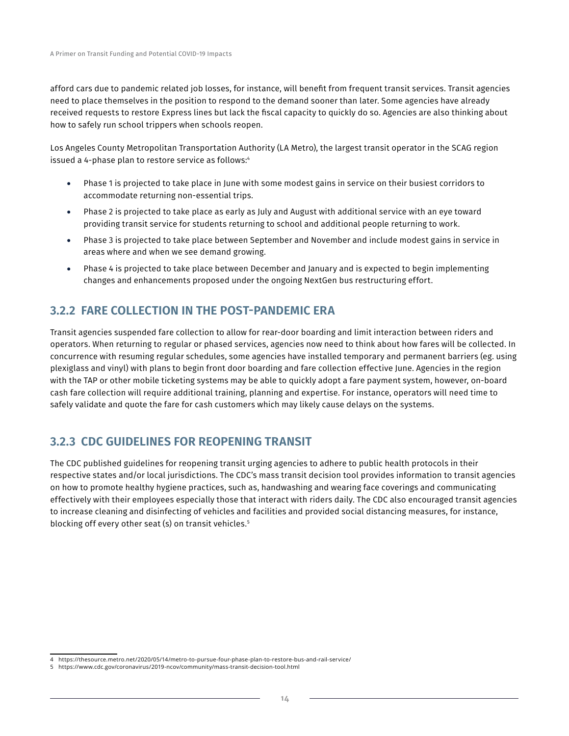afford cars due to pandemic related job losses, for instance, will benefit from frequent transit services. Transit agencies need to place themselves in the position to respond to the demand sooner than later. Some agencies have already received requests to restore Express lines but lack the fiscal capacity to quickly do so. Agencies are also thinking about how to safely run school trippers when schools reopen.

Los Angeles County Metropolitan Transportation Authority (LA Metro), the largest transit operator in the SCAG region issued a 4-phase plan to restore service as follows:[4]

- Phase 1 is projected to take place in June with some modest gains in service on their busiest corridors to accommodate returning non-essential trips.
- Phase 2 is projected to take place as early as July and August with additional service with an eye toward providing transit service for students returning to school and additional people returning to work.
- Phase 3 is projected to take place between September and November and include modest gains in service in areas where and when we see demand growing.
- Phase 4 is projected to take place between December and January and is expected to begin implementing changes and enhancements proposed under the ongoing NextGen bus restructuring effort.

### 3.2.2 FARE COLLECTION IN THE POST-PANDEMIC ERA

Transit agencies suspended fare collection to allow for rear-door boarding and limit interaction between riders and operators. When returning to regular or phased services, agencies now need to think about how fares will be collected. In concurrence with resuming regular schedules, some agencies have installed temporary and permanent barriers (eg. using plexiglass and vinyl) with plans to begin front door boarding and fare collection effective June. Agencies in the region with the TAP or other mobile ticketing systems may be able to quickly adopt a fare payment system, however, on-board cash fare collection will require additional training, planning and expertise. For instance, operators will need time to safely validate and quote the fare for cash customers which may likely cause delays on the systems.

### 3.2.3 CDC GUIDELINES FOR REOPENING TRANSIT

The CDC published guidelines for reopening transit urging agencies to adhere to public health protocols in their respective states and/or local jurisdictions. The CDC's mass transit decision tool provides information to transit agencies on how to promote healthy hygiene practices, such as, handwashing and wearing face coverings and communicating effectively with their employees especially those that interact with riders daily. The CDC also encouraged transit agencies to increase cleaning and disinfecting of vehicles and facilities and provided social distancing measures, for instance, blocking off every other seat (s) on transit vehicles.[5]

---

4 https://thesource.metro.net/2020/05/14/metro-to-pursue-four-phase-plan-to-restore-bus-and-rail-service/

5 https://www.cdc.gov/coronavirus/2019-ncov/community/mass-transit-decision-tool.html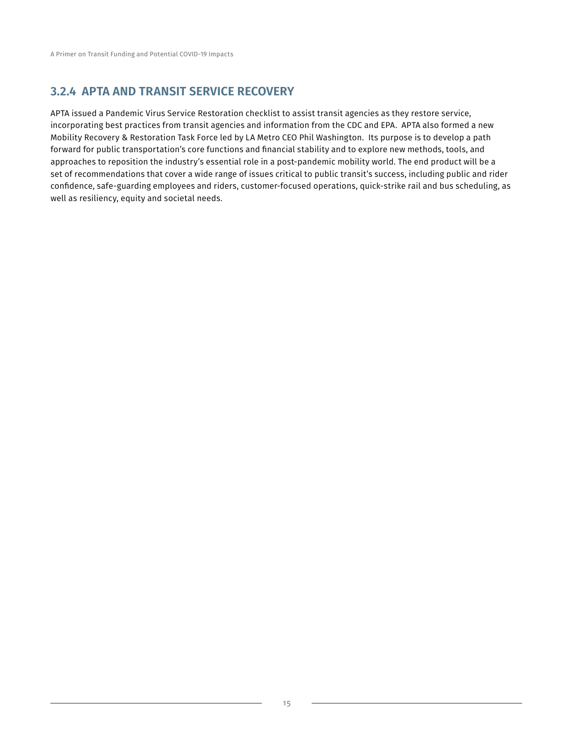### 3.2.4 APTA AND TRANSIT SERVICE RECOVERY

APTA issued a Pandemic Virus Service Restoration checklist to assist transit agencies as they restore service, incorporating best practices from transit agencies and information from the CDC and EPA. APTA also formed a new Mobility Recovery & Restoration Task Force led by LA Metro CEO Phil Washington. Its purpose is to develop a path forward for public transportation's core functions and financial stability and to explore new methods, tools, and approaches to reposition the industry's essential role in a post-pandemic mobility world. The end product will be a set of recommendations that cover a wide range of issues critical to public transit's success, including public and rider confidence, safe-guarding employees and riders, customer-focused operations, quick-strike rail and bus scheduling, as well as resiliency, equity and societal needs.